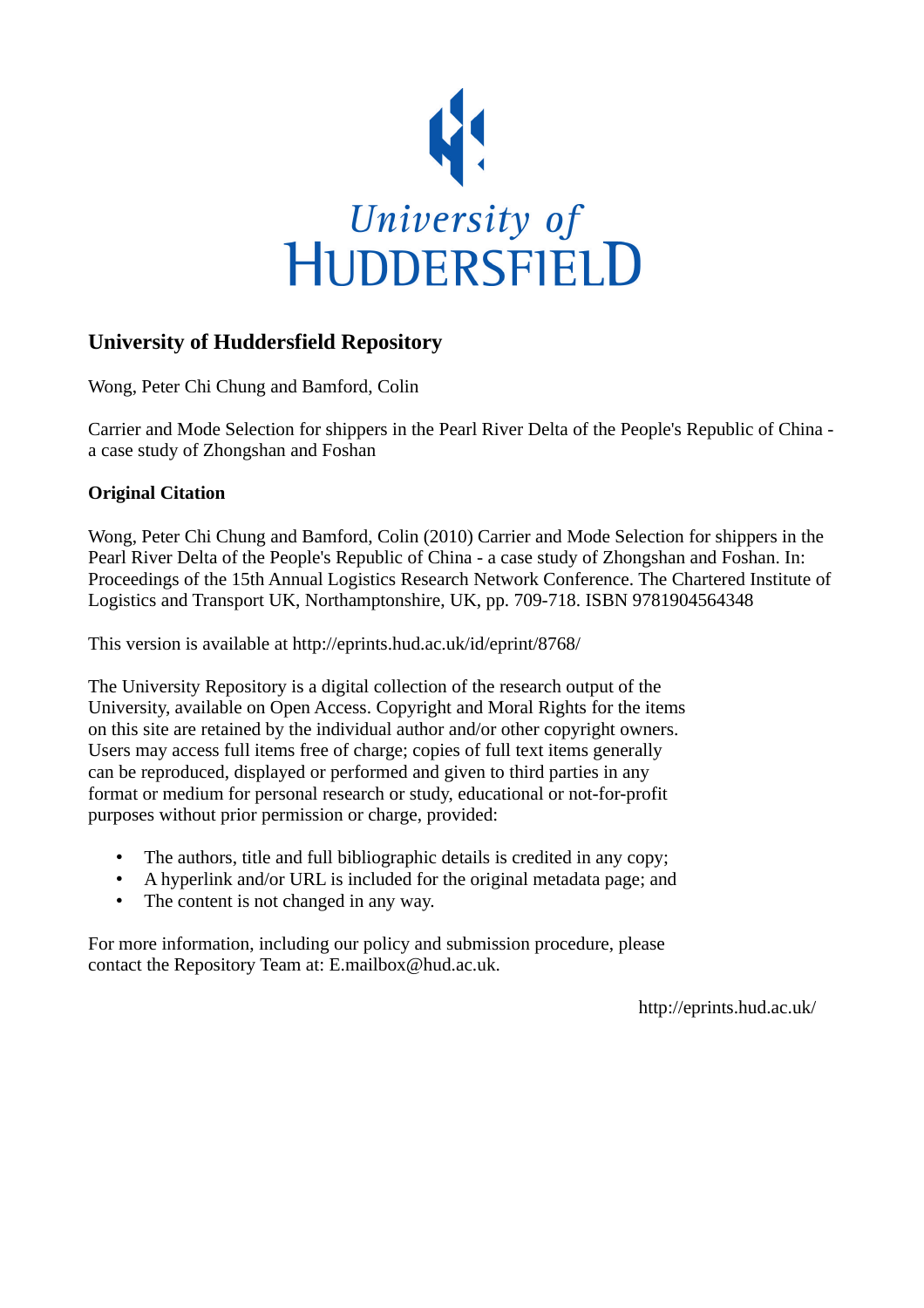University of HUDDERSFIELD

## University of Huddersfield Repository

Wong, Peter Chi Chung and Bamford, Colin

Carrier and Mode Selection for shippers in the Pearl River Delta of the People's Republic of China - a case study of Zhongshan and Foshan

### Original Citation

Wong, Peter Chi Chung and Bamford, Colin (2010) Carrier and Mode Selection for shippers in the Pearl River Delta of the People's Republic of China - a case study of Zhongshan and Foshan. In: Proceedings of the 15th Annual Logistics Research Network Conference. The Chartered Institute of Logistics and Transport UK, Northamptonshire, UK, pp. 709-718. ISBN 9781904564348

This version is available at http://eprints.hud.ac.uk/id/eprint/8768/

The University Repository is a digital collection of the research output of the University, available on Open Access. Copyright and Moral Rights for the items on this site are retained by the individual author and/or other copyright owners. Users may access full items free of charge; copies of full text items generally can be reproduced, displayed or performed and given to third parties in any format or medium for personal research or study, educational or not-for-profit purposes without prior permission or charge, provided:

- The authors, title and full bibliographic details is credited in any copy;
- A hyperlink and/or URL is included for the original metadata page; and
- The content is not changed in any way.

For more information, including our policy and submission procedure, please contact the Repository Team at: E.mailbox@hud.ac.uk.

http://eprints.hud.ac.uk/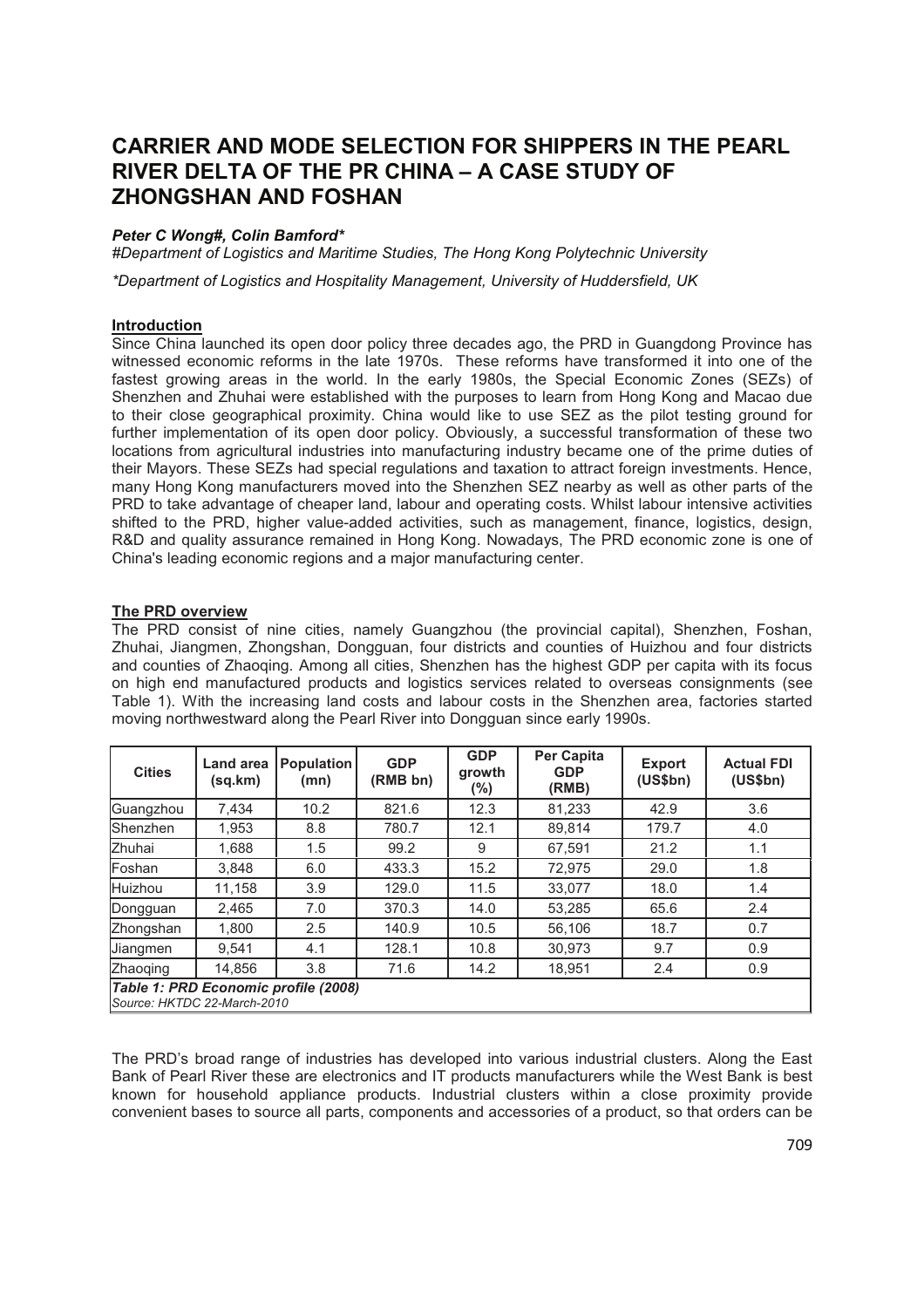# CARRIER AND MODE SELECTION FOR SHIPPERS IN THE PEARL RIVER DELTA OF THE PR CHINA – A CASE STUDY OF ZHONGSHAN AND FOSHAN

***Peter C Wong#, Colin Bamford****

*#Department of Logistics and Maritime Studies, The Hong Kong Polytechnic University*

*\*Department of Logistics and Hospitality Management, University of Huddersfield, UK*

## Introduction

Since China launched its open door policy three decades ago, the PRD in Guangdong Province has witnessed economic reforms in the late 1970s. These reforms have transformed it into one of the fastest growing areas in the world. In the early 1980s, the Special Economic Zones (SEZs) of Shenzhen and Zhuhai were established with the purposes to learn from Hong Kong and Macao due to their close geographical proximity. China would like to use SEZ as the pilot testing ground for further implementation of its open door policy. Obviously, a successful transformation of these two locations from agricultural industries into manufacturing industry became one of the prime duties of their Mayors. These SEZs had special regulations and taxation to attract foreign investments. Hence, many Hong Kong manufacturers moved into the Shenzhen SEZ nearby as well as other parts of the PRD to take advantage of cheaper land, labour and operating costs. Whilst labour intensive activities shifted to the PRD, higher value-added activities, such as management, finance, logistics, design, R&D and quality assurance remained in Hong Kong. Nowadays, The PRD economic zone is one of China's leading economic regions and a major manufacturing center.

## The PRD overview

The PRD consist of nine cities, namely Guangzhou (the provincial capital), Shenzhen, Foshan, Zhuhai, Jiangmen, Zhongshan, Dongguan, four districts and counties of Huizhou and four districts and counties of Zhaoqing. Among all cities, Shenzhen has the highest GDP per capita with its focus on high end manufactured products and logistics services related to overseas consignments (see Table 1). With the increasing land costs and labour costs in the Shenzhen area, factories started moving northwestward along the Pearl River into Dongguan since early 1990s.

| Cities | Land area (sq.km) | Population (mn) | GDP (RMB bn) | GDP growth (%) | Per Capita GDP (RMB) | Export (US$bn) | Actual FDI (US$bn) |
|---|---|---|---|---|---|---|---|
| Guangzhou | 7,434 | 10.2 | 821.6 | 12.3 | 81,233 | 42.9 | 3.6 |
| Shenzhen | 1,953 | 8.8 | 780.7 | 12.1 | 89,814 | 179.7 | 4.0 |
| Zhuhai | 1,688 | 1.5 | 99.2 | 9 | 67,591 | 21.2 | 1.1 |
| Foshan | 3,848 | 6.0 | 433.3 | 15.2 | 72,975 | 29.0 | 1.8 |
| Huizhou | 11,158 | 3.9 | 129.0 | 11.5 | 33,077 | 18.0 | 1.4 |
| Dongguan | 2,465 | 7.0 | 370.3 | 14.0 | 53,285 | 65.6 | 2.4 |
| Zhongshan | 1,800 | 2.5 | 140.9 | 10.5 | 56,106 | 18.7 | 0.7 |
| Jiangmen | 9,541 | 4.1 | 128.1 | 10.8 | 30,973 | 9.7 | 0.9 |
| Zhaoqing | 14,856 | 3.8 | 71.6 | 14.2 | 18,951 | 2.4 | 0.9 |

***Table 1: PRD Economic profile (2008)***
*Source: HKTDC 22-March-2010*

The PRD's broad range of industries has developed into various industrial clusters. Along the East Bank of Pearl River these are electronics and IT products manufacturers while the West Bank is best known for household appliance products. Industrial clusters within a close proximity provide convenient bases to source all parts, components and accessories of a product, so that orders can be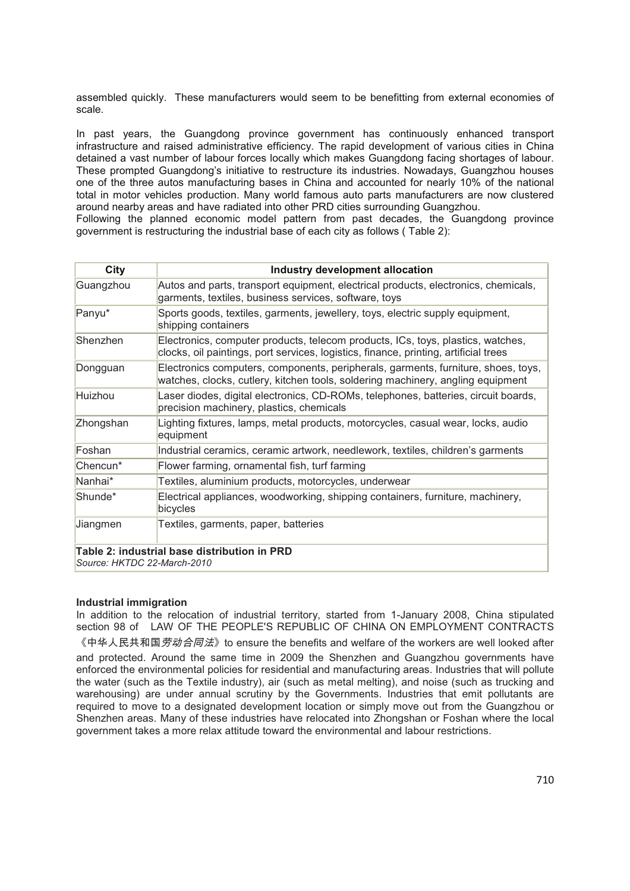assembled quickly. These manufacturers would seem to be benefitting from external economies of scale.

In past years, the Guangdong province government has continuously enhanced transport infrastructure and raised administrative efficiency. The rapid development of various cities in China detained a vast number of labour forces locally which makes Guangdong facing shortages of labour. These prompted Guangdong's initiative to restructure its industries. Nowadays, Guangzhou houses one of the three autos manufacturing bases in China and accounted for nearly 10% of the national total in motor vehicles production. Many world famous auto parts manufacturers are now clustered around nearby areas and have radiated into other PRD cities surrounding Guangzhou.
Following the planned economic model pattern from past decades, the Guangdong province government is restructuring the industrial base of each city as follows ( Table 2):

| City | Industry development allocation |
|---|---|
| Guangzhou | Autos and parts, transport equipment, electrical products, electronics, chemicals, garments, textiles, business services, software, toys |
| Panyu* | Sports goods, textiles, garments, jewellery, toys, electric supply equipment, shipping containers |
| Shenzhen | Electronics, computer products, telecom products, ICs, toys, plastics, watches, clocks, oil paintings, port services, logistics, finance, printing, artificial trees |
| Dongguan | Electronics computers, components, peripherals, garments, furniture, shoes, toys, watches, clocks, cutlery, kitchen tools, soldering machinery, angling equipment |
| Huizhou | Laser diodes, digital electronics, CD-ROMs, telephones, batteries, circuit boards, precision machinery, plastics, chemicals |
| Zhongshan | Lighting fixtures, lamps, metal products, motorcycles, casual wear, locks, audio equipment |
| Foshan | Industrial ceramics, ceramic artwork, needlework, textiles, children's garments |
| Chencun* | Flower farming, ornamental fish, turf farming |
| Nanhai* | Textiles, aluminium products, motorcycles, underwear |
| Shunde* | Electrical appliances, woodworking, shipping containers, furniture, machinery, bicycles |
| Jiangmen | Textiles, garments, paper, batteries |

**Table 2: industrial base distribution in PRD**
*Source: HKTDC 22-March-2010*

**Industrial immigration**
In addition to the relocation of industrial territory, started from 1-January 2008, China stipulated section 98 of LAW OF THE PEOPLE'S REPUBLIC OF CHINA ON EMPLOYMENT CONTRACTS 《中华人民共和国*劳动合同法*》to ensure the benefits and welfare of the workers are well looked after and protected. Around the same time in 2009 the Shenzhen and Guangzhou governments have enforced the environmental policies for residential and manufacturing areas. Industries that will pollute the water (such as the Textile industry), air (such as metal melting), and noise (such as trucking and warehousing) are under annual scrutiny by the Governments. Industries that emit pollutants are required to move to a designated development location or simply move out from the Guangzhou or Shenzhen areas. Many of these industries have relocated into Zhongshan or Foshan where the local government takes a more relax attitude toward the environmental and labour restrictions.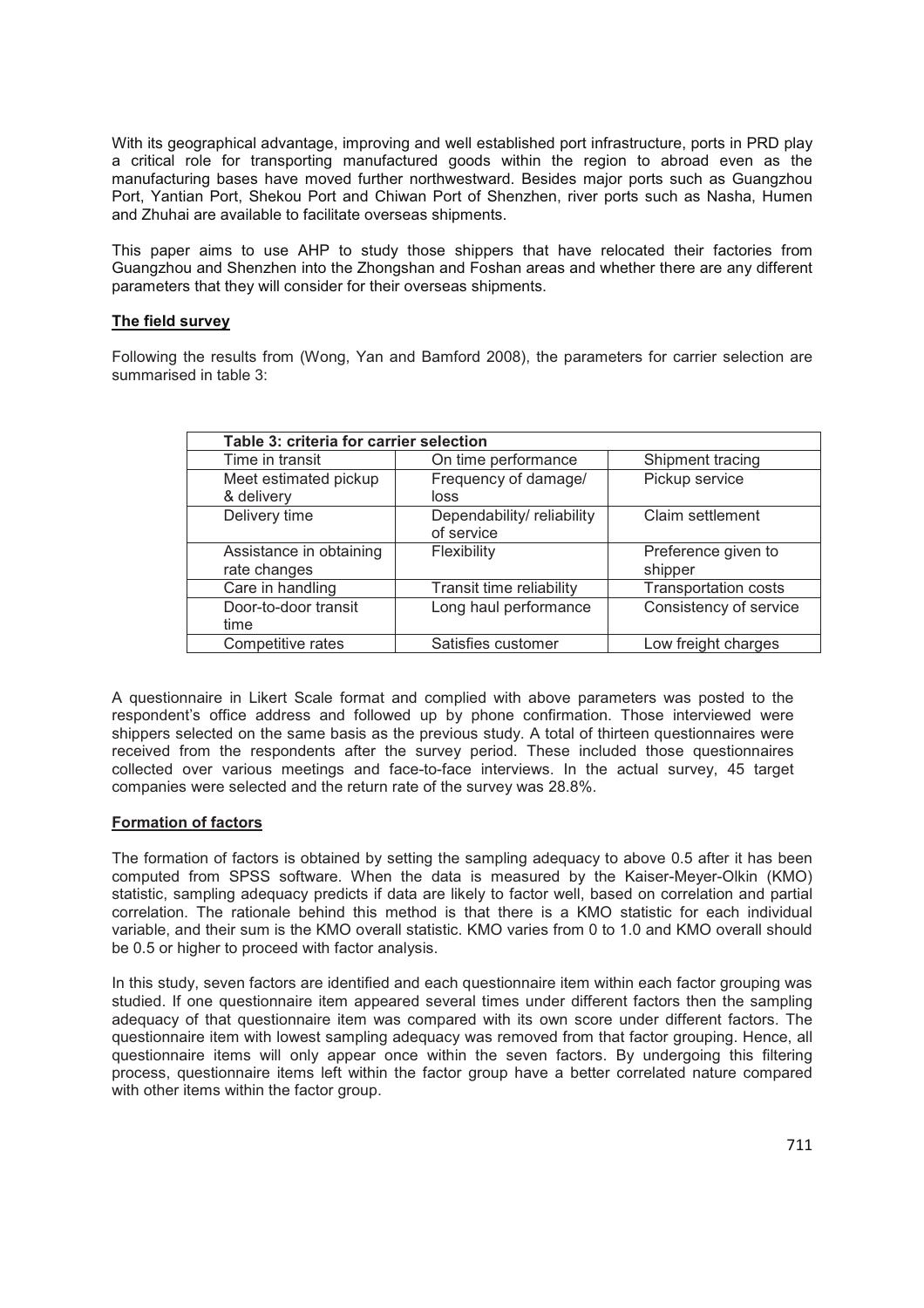With its geographical advantage, improving and well established port infrastructure, ports in PRD play a critical role for transporting manufactured goods within the region to abroad even as the manufacturing bases have moved further northwestward. Besides major ports such as Guangzhou Port, Yantian Port, Shekou Port and Chiwan Port of Shenzhen, river ports such as Nasha, Humen and Zhuhai are available to facilitate overseas shipments.

This paper aims to use AHP to study those shippers that have relocated their factories from Guangzhou and Shenzhen into the Zhongshan and Foshan areas and whether there are any different parameters that they will consider for their overseas shipments.

## The field survey

Following the results from (Wong, Yan and Bamford 2008), the parameters for carrier selection are summarised in table 3:

| Table 3: criteria for carrier selection | | |
|---|---|---|
| Time in transit | On time performance | Shipment tracing |
| Meet estimated pickup & delivery | Frequency of damage/ loss | Pickup service |
| Delivery time | Dependability/ reliability of service | Claim settlement |
| Assistance in obtaining rate changes | Flexibility | Preference given to shipper |
| Care in handling | Transit time reliability | Transportation costs |
| Door-to-door transit time | Long haul performance | Consistency of service |
| Competitive rates | Satisfies customer | Low freight charges |

A questionnaire in Likert Scale format and complied with above parameters was posted to the respondent's office address and followed up by phone confirmation. Those interviewed were shippers selected on the same basis as the previous study. A total of thirteen questionnaires were received from the respondents after the survey period. These included those questionnaires collected over various meetings and face-to-face interviews. In the actual survey, 45 target companies were selected and the return rate of the survey was 28.8%.

## Formation of factors

The formation of factors is obtained by setting the sampling adequacy to above 0.5 after it has been computed from SPSS software. When the data is measured by the Kaiser-Meyer-Olkin (KMO) statistic, sampling adequacy predicts if data are likely to factor well, based on correlation and partial correlation. The rationale behind this method is that there is a KMO statistic for each individual variable, and their sum is the KMO overall statistic. KMO varies from 0 to 1.0 and KMO overall should be 0.5 or higher to proceed with factor analysis.

In this study, seven factors are identified and each questionnaire item within each factor grouping was studied. If one questionnaire item appeared several times under different factors then the sampling adequacy of that questionnaire item was compared with its own score under different factors. The questionnaire item with lowest sampling adequacy was removed from that factor grouping. Hence, all questionnaire items will only appear once within the seven factors. By undergoing this filtering process, questionnaire items left within the factor group have a better correlated nature compared with other items within the factor group.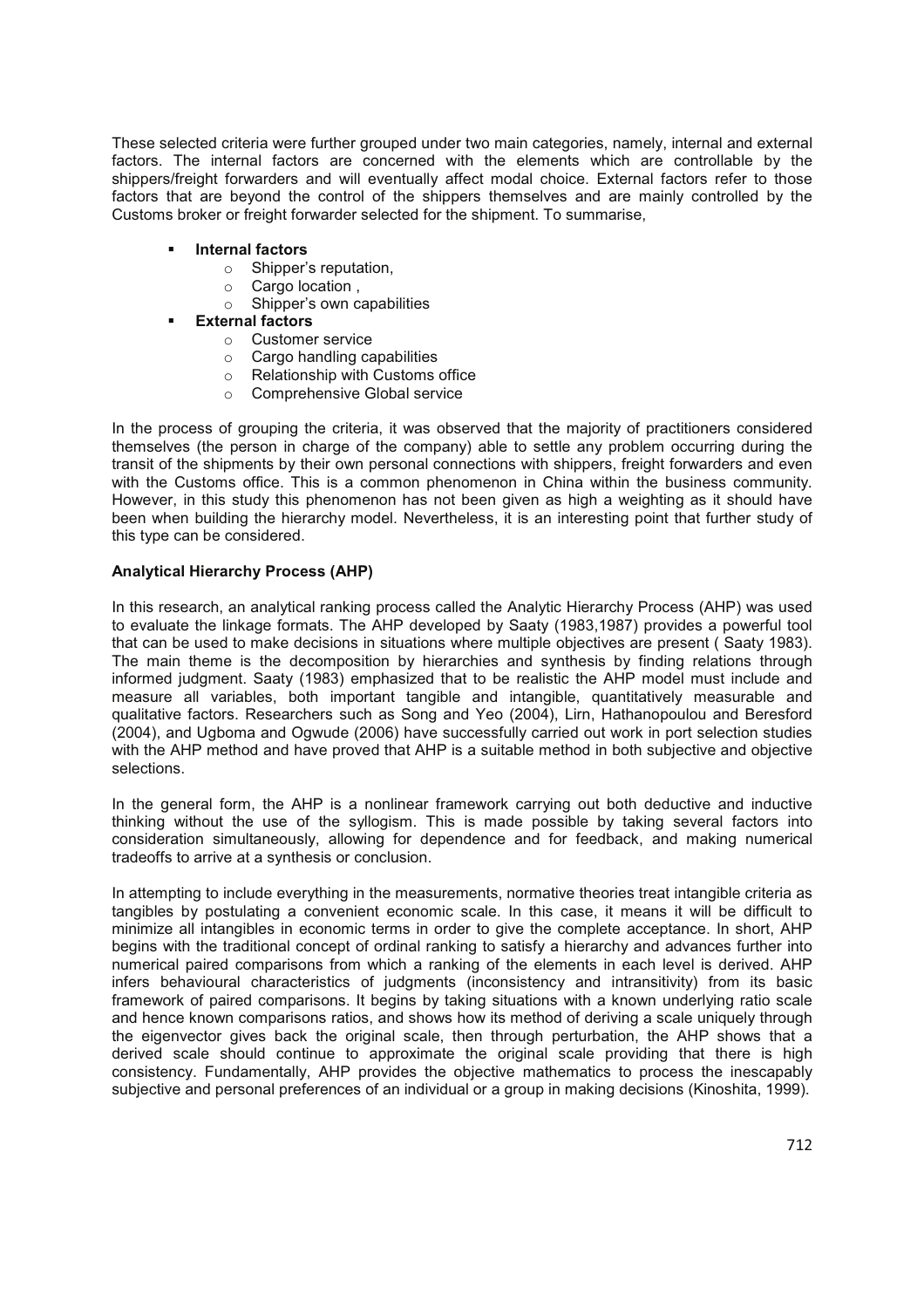These selected criteria were further grouped under two main categories, namely, internal and external factors. The internal factors are concerned with the elements which are controllable by the shippers/freight forwarders and will eventually affect modal choice. External factors refer to those factors that are beyond the control of the shippers themselves and are mainly controlled by the Customs broker or freight forwarder selected for the shipment. To summarise,

- **Internal factors**
  - Shipper's reputation,
  - Cargo location ,
  - Shipper's own capabilities
- **External factors**
  - Customer service
  - Cargo handling capabilities
  - Relationship with Customs office
  - Comprehensive Global service

In the process of grouping the criteria, it was observed that the majority of practitioners considered themselves (the person in charge of the company) able to settle any problem occurring during the transit of the shipments by their own personal connections with shippers, freight forwarders and even with the Customs office. This is a common phenomenon in China within the business community. However, in this study this phenomenon has not been given as high a weighting as it should have been when building the hierarchy model. Nevertheless, it is an interesting point that further study of this type can be considered.

**Analytical Hierarchy Process (AHP)**

In this research, an analytical ranking process called the Analytic Hierarchy Process (AHP) was used to evaluate the linkage formats. The AHP developed by Saaty (1983,1987) provides a powerful tool that can be used to make decisions in situations where multiple objectives are present ( Saaty 1983). The main theme is the decomposition by hierarchies and synthesis by finding relations through informed judgment. Saaty (1983) emphasized that to be realistic the AHP model must include and measure all variables, both important tangible and intangible, quantitatively measurable and qualitative factors. Researchers such as Song and Yeo (2004), Lirn, Hathanopoulou and Beresford (2004), and Ugboma and Ogwude (2006) have successfully carried out work in port selection studies with the AHP method and have proved that AHP is a suitable method in both subjective and objective selections.

In the general form, the AHP is a nonlinear framework carrying out both deductive and inductive thinking without the use of the syllogism. This is made possible by taking several factors into consideration simultaneously, allowing for dependence and for feedback, and making numerical tradeoffs to arrive at a synthesis or conclusion.

In attempting to include everything in the measurements, normative theories treat intangible criteria as tangibles by postulating a convenient economic scale. In this case, it means it will be difficult to minimize all intangibles in economic terms in order to give the complete acceptance. In short, AHP begins with the traditional concept of ordinal ranking to satisfy a hierarchy and advances further into numerical paired comparisons from which a ranking of the elements in each level is derived. AHP infers behavioural characteristics of judgments (inconsistency and intransitivity) from its basic framework of paired comparisons. It begins by taking situations with a known underlying ratio scale and hence known comparisons ratios, and shows how its method of deriving a scale uniquely through the eigenvector gives back the original scale, then through perturbation, the AHP shows that a derived scale should continue to approximate the original scale providing that there is high consistency. Fundamentally, AHP provides the objective mathematics to process the inescapably subjective and personal preferences of an individual or a group in making decisions (Kinoshita, 1999).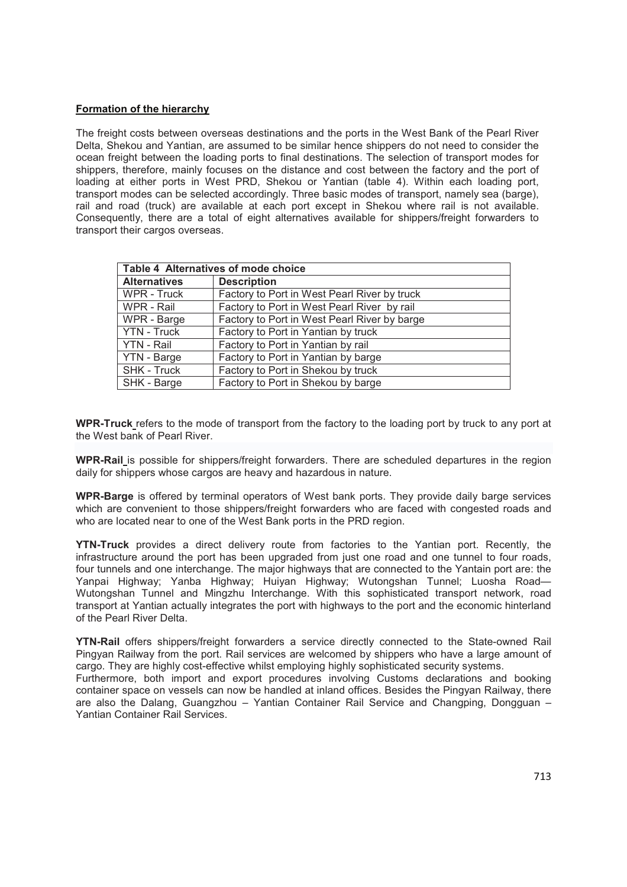**Formation of the hierarchy**

The freight costs between overseas destinations and the ports in the West Bank of the Pearl River Delta, Shekou and Yantian, are assumed to be similar hence shippers do not need to consider the ocean freight between the loading ports to final destinations. The selection of transport modes for shippers, therefore, mainly focuses on the distance and cost between the factory and the port of loading at either ports in West PRD, Shekou or Yantian (table 4). Within each loading port, transport modes can be selected accordingly. Three basic modes of transport, namely sea (barge), rail and road (truck) are available at each port except in Shekou where rail is not available. Consequently, there are a total of eight alternatives available for shippers/freight forwarders to transport their cargos overseas.

**Table 4 Alternatives of mode choice**

| Alternatives | Description |
|---|---|
| WPR - Truck | Factory to Port in West Pearl River by truck |
| WPR - Rail | Factory to Port in West Pearl River by rail |
| WPR - Barge | Factory to Port in West Pearl River by barge |
| YTN - Truck | Factory to Port in Yantian by truck |
| YTN - Rail | Factory to Port in Yantian by rail |
| YTN - Barge | Factory to Port in Yantian by barge |
| SHK - Truck | Factory to Port in Shekou by truck |
| SHK - Barge | Factory to Port in Shekou by barge |

**WPR-Truck** refers to the mode of transport from the factory to the loading port by truck to any port at the West bank of Pearl River.

**WPR-Rail** is possible for shippers/freight forwarders. There are scheduled departures in the region daily for shippers whose cargos are heavy and hazardous in nature.

**WPR-Barge** is offered by terminal operators of West bank ports. They provide daily barge services which are convenient to those shippers/freight forwarders who are faced with congested roads and who are located near to one of the West Bank ports in the PRD region.

**YTN-Truck** provides a direct delivery route from factories to the Yantian port. Recently, the infrastructure around the port has been upgraded from just one road and one tunnel to four roads, four tunnels and one interchange. The major highways that are connected to the Yantain port are: the Yanpai Highway; Yanba Highway; Huiyan Highway; Wutongshan Tunnel; Luosha Road—Wutongshan Tunnel and Mingzhu Interchange. With this sophisticated transport network, road transport at Yantian actually integrates the port with highways to the port and the economic hinterland of the Pearl River Delta.

**YTN-Rail** offers shippers/freight forwarders a service directly connected to the State-owned Rail Pingyan Railway from the port. Rail services are welcomed by shippers who have a large amount of cargo. They are highly cost-effective whilst employing highly sophisticated security systems.
Furthermore, both import and export procedures involving Customs declarations and booking container space on vessels can now be handled at inland offices. Besides the Pingyan Railway, there are also the Dalang, Guangzhou – Yantian Container Rail Service and Changping, Dongguan – Yantian Container Rail Services.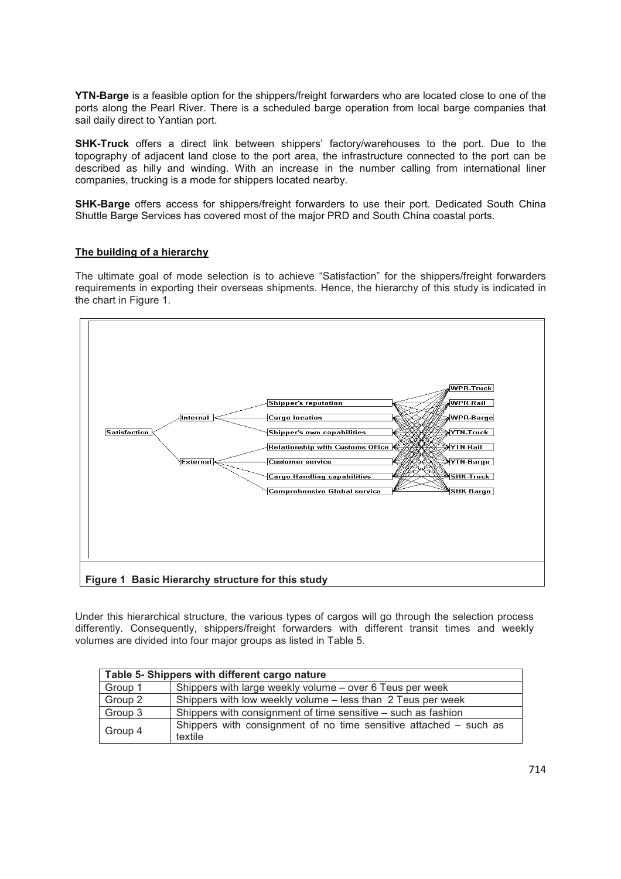**YTN-Barge** is a feasible option for the shippers/freight forwarders who are located close to one of the ports along the Pearl River. There is a scheduled barge operation from local barge companies that sail daily direct to Yantian port.

**SHK-Truck** offers a direct link between shippers' factory/warehouses to the port. Due to the topography of adjacent land close to the port area, the infrastructure connected to the port can be described as hilly and winding. With an increase in the number calling from international liner companies, trucking is a mode for shippers located nearby.

**SHK-Barge** offers access for shippers/freight forwarders to use their port. Dedicated South China Shuttle Barge Services has covered most of the major PRD and South China coastal ports.

## The building of a hierarchy

The ultimate goal of mode selection is to achieve "Satisfaction" for the shippers/freight forwarders requirements in exporting their overseas shipments. Hence, the hierarchy of this study is indicated in the chart in Figure 1.

**Figure 1 Basic Hierarchy structure for this study**

Under this hierarchical structure, the various types of cargos will go through the selection process differently. Consequently, shippers/freight forwarders with different transit times and weekly volumes are divided into four major groups as listed in Table 5.

| Table 5- Shippers with different cargo nature | |
|---|---|
| Group 1 | Shippers with large weekly volume – over 6 Teus per week |
| Group 2 | Shippers with low weekly volume – less than 2 Teus per week |
| Group 3 | Shippers with consignment of time sensitive – such as fashion |
| Group 4 | Shippers with consignment of no time sensitive attached – such as textile |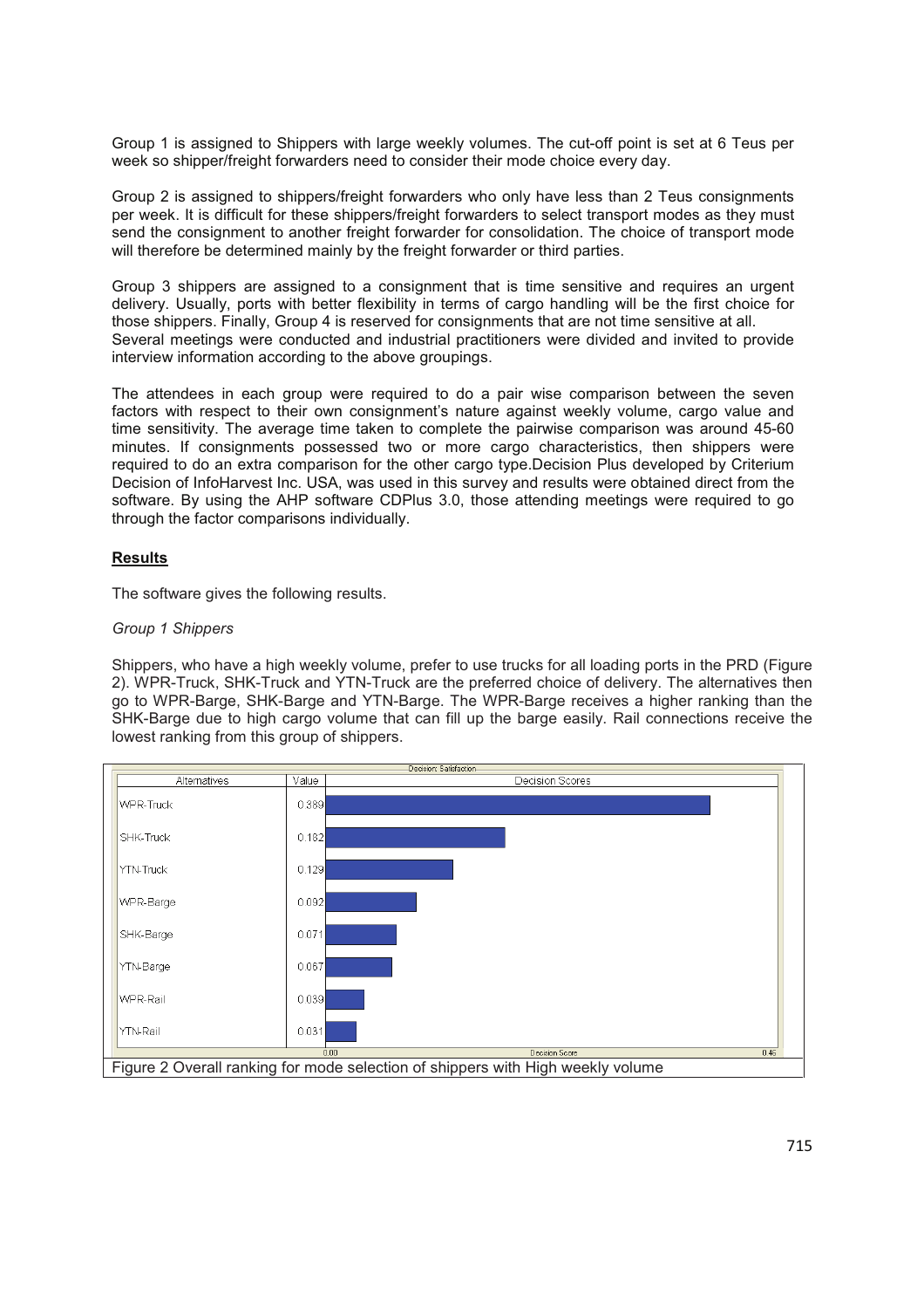Group 1 is assigned to Shippers with large weekly volumes. The cut-off point is set at 6 Teus per week so shipper/freight forwarders need to consider their mode choice every day.

Group 2 is assigned to shippers/freight forwarders who only have less than 2 Teus consignments per week. It is difficult for these shippers/freight forwarders to select transport modes as they must send the consignment to another freight forwarder for consolidation. The choice of transport mode will therefore be determined mainly by the freight forwarder or third parties.

Group 3 shippers are assigned to a consignment that is time sensitive and requires an urgent delivery. Usually, ports with better flexibility in terms of cargo handling will be the first choice for those shippers. Finally, Group 4 is reserved for consignments that are not time sensitive at all.
Several meetings were conducted and industrial practitioners were divided and invited to provide interview information according to the above groupings.

The attendees in each group were required to do a pair wise comparison between the seven factors with respect to their own consignment's nature against weekly volume, cargo value and time sensitivity. The average time taken to complete the pairwise comparison was around 45-60 minutes. If consignments possessed two or more cargo characteristics, then shippers were required to do an extra comparison for the other cargo type.Decision Plus developed by Criterium Decision of InfoHarvest Inc. USA, was used in this survey and results were obtained direct from the software. By using the AHP software CDPlus 3.0, those attending meetings were required to go through the factor comparisons individually.

## Results

The software gives the following results.

*Group 1 Shippers*

Shippers, who have a high weekly volume, prefer to use trucks for all loading ports in the PRD (Figure 2). WPR-Truck, SHK-Truck and YTN-Truck are the preferred choice of delivery. The alternatives then go to WPR-Barge, SHK-Barge and YTN-Barge. The WPR-Barge receives a higher ranking than the SHK-Barge due to high cargo volume that can fill up the barge easily. Rail connections receive the lowest ranking from this group of shippers.

| Alternatives | Value |
|---|---|
| WPR-Truck | 0.389 |
| SHK-Truck | 0.182 |
| YTN-Truck | 0.129 |
| WPR-Barge | 0.092 |
| SHK-Barge | 0.071 |
| YTN-Barge | 0.067 |
| WPR-Rail | 0.039 |
| YTN-Rail | 0.031 |

Figure 2 Overall ranking for mode selection of shippers with High weekly volume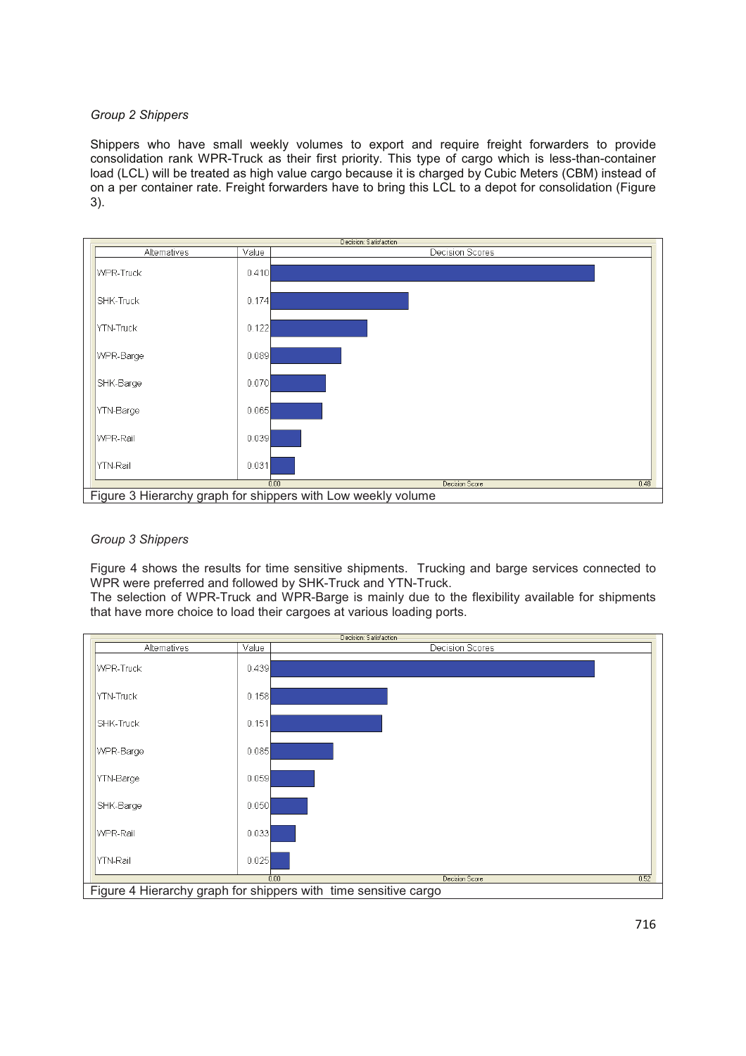*Group 2 Shippers*

Shippers who have small weekly volumes to export and require freight forwarders to provide consolidation rank WPR-Truck as their first priority. This type of cargo which is less-than-container load (LCL) will be treated as high value cargo because it is charged by Cubic Meters (CBM) instead of on a per container rate. Freight forwarders have to bring this LCL to a depot for consolidation (Figure 3).

Decision: Satisfaction

| Alternatives | Value |
|---|---|
| WPR-Truck | 0.410 |
| SHK-Truck | 0.174 |
| YTN-Truck | 0.122 |
| WPR-Barge | 0.089 |
| SHK-Barge | 0.070 |
| YTN-Barge | 0.065 |
| WPR-Rail | 0.039 |
| YTN-Rail | 0.031 |

Figure 3 Hierarchy graph for shippers with Low weekly volume

*Group 3 Shippers*

Figure 4 shows the results for time sensitive shipments. Trucking and barge services connected to WPR were preferred and followed by SHK-Truck and YTN-Truck.
The selection of WPR-Truck and WPR-Barge is mainly due to the flexibility available for shipments that have more choice to load their cargoes at various loading ports.

Decision: Satisfaction

| Alternatives | Value |
|---|---|
| WPR-Truck | 0.439 |
| YTN-Truck | 0.158 |
| SHK-Truck | 0.151 |
| WPR-Barge | 0.085 |
| YTN-Barge | 0.059 |
| SHK-Barge | 0.050 |
| WPR-Rail | 0.033 |
| YTN-Rail | 0.025 |

Figure 4 Hierarchy graph for shippers with time sensitive cargo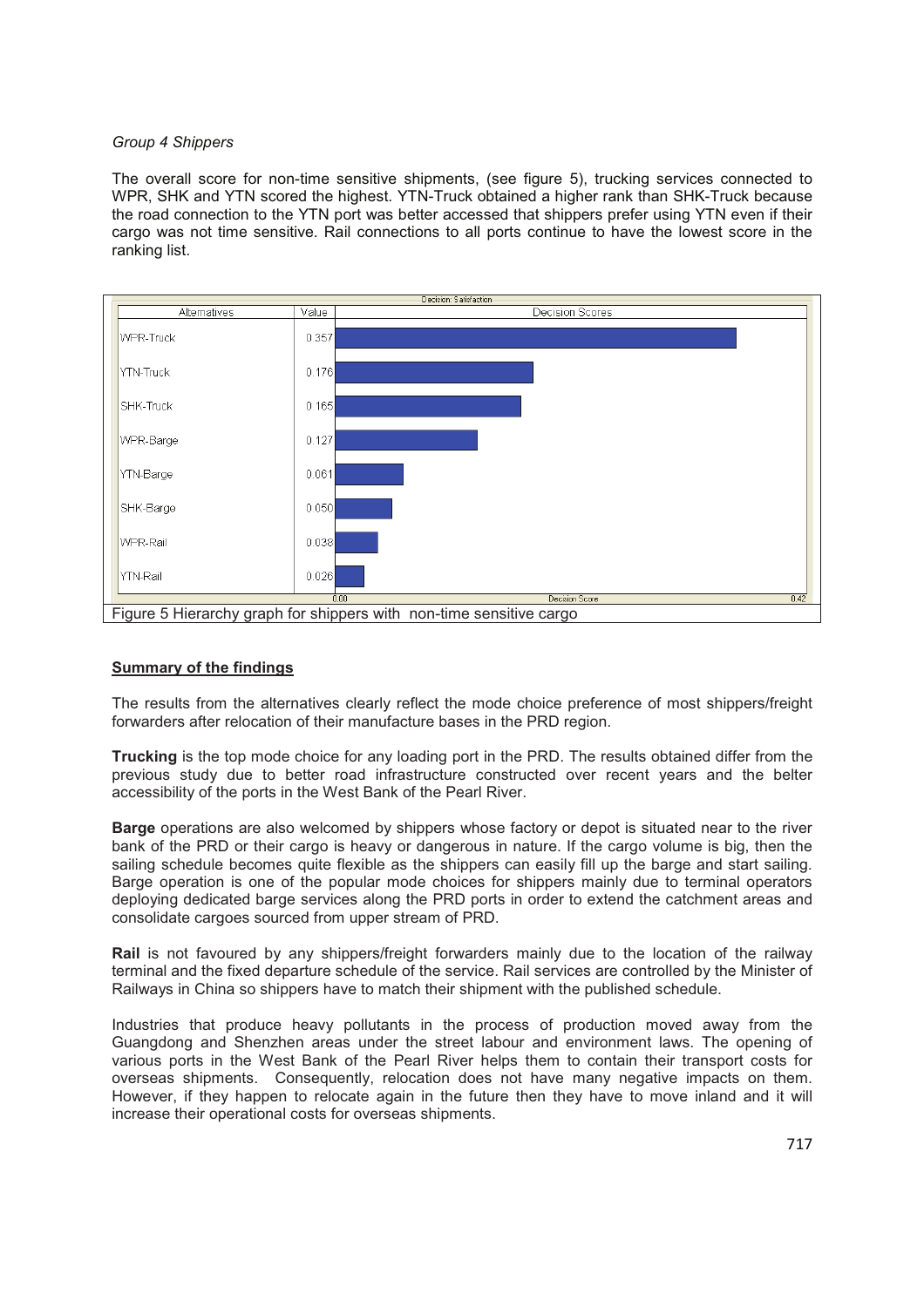*Group 4 Shippers*

The overall score for non-time sensitive shipments, (see figure 5), trucking services connected to WPR, SHK and YTN scored the highest. YTN-Truck obtained a higher rank than SHK-Truck because the road connection to the YTN port was better accessed that shippers prefer using YTN even if their cargo was not time sensitive. Rail connections to all ports continue to have the lowest score in the ranking list.

Decision: Satisfaction

| Alternatives | Value |
|---|---|
| WPR-Truck | 0.357 |
| YTN-Truck | 0.176 |
| SHK-Truck | 0.165 |
| WPR-Barge | 0.127 |
| YTN-Barge | 0.061 |
| SHK-Barge | 0.050 |
| WPR-Rail | 0.038 |
| YTN-Rail | 0.026 |

Figure 5 Hierarchy graph for shippers with non-time sensitive cargo

**Summary of the findings**

The results from the alternatives clearly reflect the mode choice preference of most shippers/freight forwarders after relocation of their manufacture bases in the PRD region.

**Trucking** is the top mode choice for any loading port in the PRD. The results obtained differ from the previous study due to better road infrastructure constructed over recent years and the belter accessibility of the ports in the West Bank of the Pearl River.

**Barge** operations are also welcomed by shippers whose factory or depot is situated near to the river bank of the PRD or their cargo is heavy or dangerous in nature. If the cargo volume is big, then the sailing schedule becomes quite flexible as the shippers can easily fill up the barge and start sailing. Barge operation is one of the popular mode choices for shippers mainly due to terminal operators deploying dedicated barge services along the PRD ports in order to extend the catchment areas and consolidate cargoes sourced from upper stream of PRD.

**Rail** is not favoured by any shippers/freight forwarders mainly due to the location of the railway terminal and the fixed departure schedule of the service. Rail services are controlled by the Minister of Railways in China so shippers have to match their shipment with the published schedule.

Industries that produce heavy pollutants in the process of production moved away from the Guangdong and Shenzhen areas under the street labour and environment laws. The opening of various ports in the West Bank of the Pearl River helps them to contain their transport costs for overseas shipments. Consequently, relocation does not have many negative impacts on them. However, if they happen to relocate again in the future then they have to move inland and it will increase their operational costs for overseas shipments.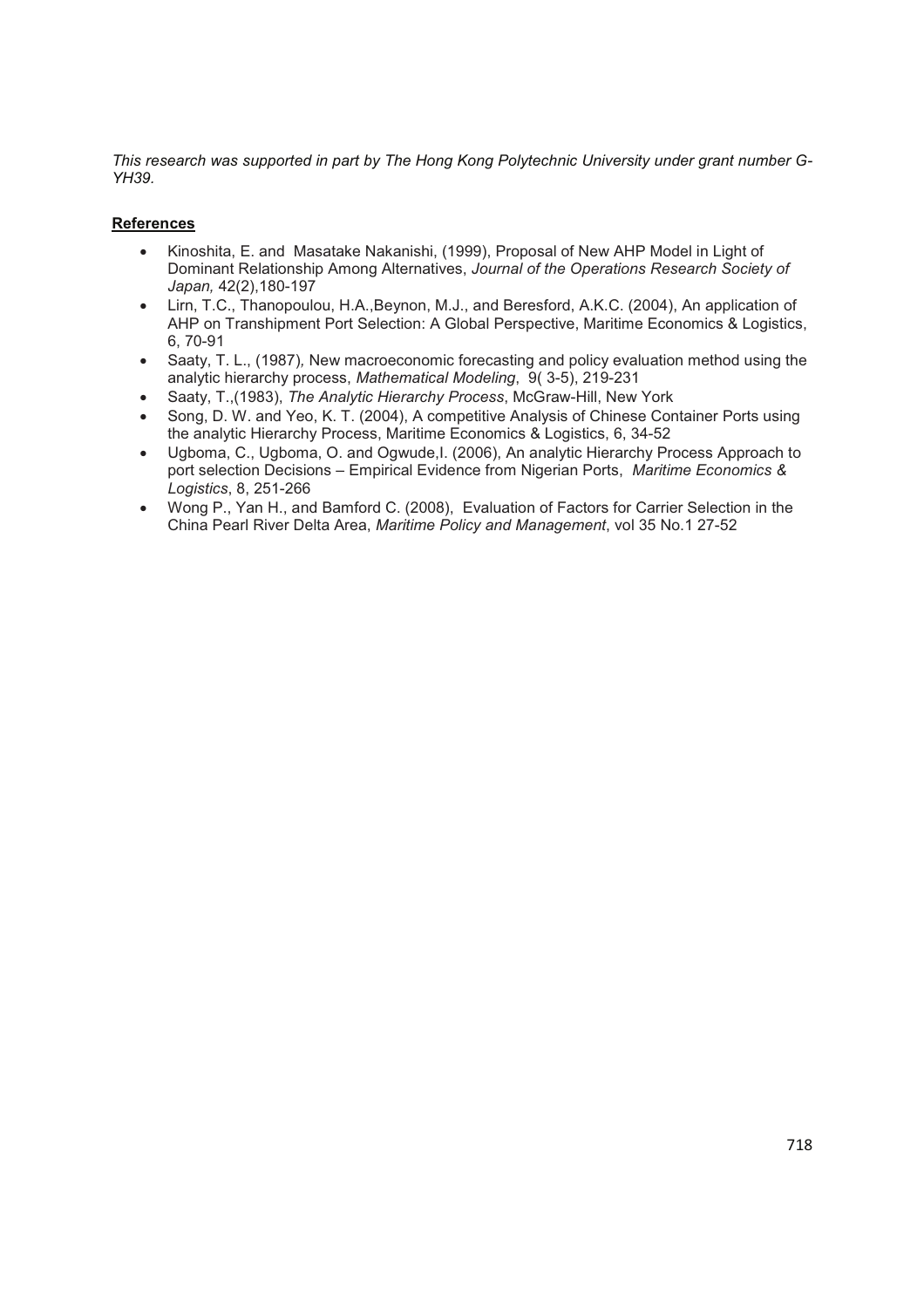*This research was supported in part by The Hong Kong Polytechnic University under grant number G-YH39.*

**References**

- Kinoshita, E. and Masatake Nakanishi, (1999), Proposal of New AHP Model in Light of Dominant Relationship Among Alternatives, *Journal of the Operations Research Society of Japan,* 42(2),180-197
- Lirn, T.C., Thanopoulou, H.A.,Beynon, M.J., and Beresford, A.K.C. (2004), An application of AHP on Transhipment Port Selection: A Global Perspective, Maritime Economics & Logistics, 6, 70-91
- Saaty, T. L., (1987), New macroeconomic forecasting and policy evaluation method using the analytic hierarchy process, *Mathematical Modeling*, 9( 3-5), 219-231
- Saaty, T.,(1983), *The Analytic Hierarchy Process*, McGraw-Hill, New York
- Song, D. W. and Yeo, K. T. (2004), A competitive Analysis of Chinese Container Ports using the analytic Hierarchy Process, Maritime Economics & Logistics, 6, 34-52
- Ugboma, C., Ugboma, O. and Ogwude,I. (2006), An analytic Hierarchy Process Approach to port selection Decisions – Empirical Evidence from Nigerian Ports, *Maritime Economics & Logistics*, 8, 251-266
- Wong P., Yan H., and Bamford C. (2008), Evaluation of Factors for Carrier Selection in the China Pearl River Delta Area, *Maritime Policy and Management*, vol 35 No.1 27-52